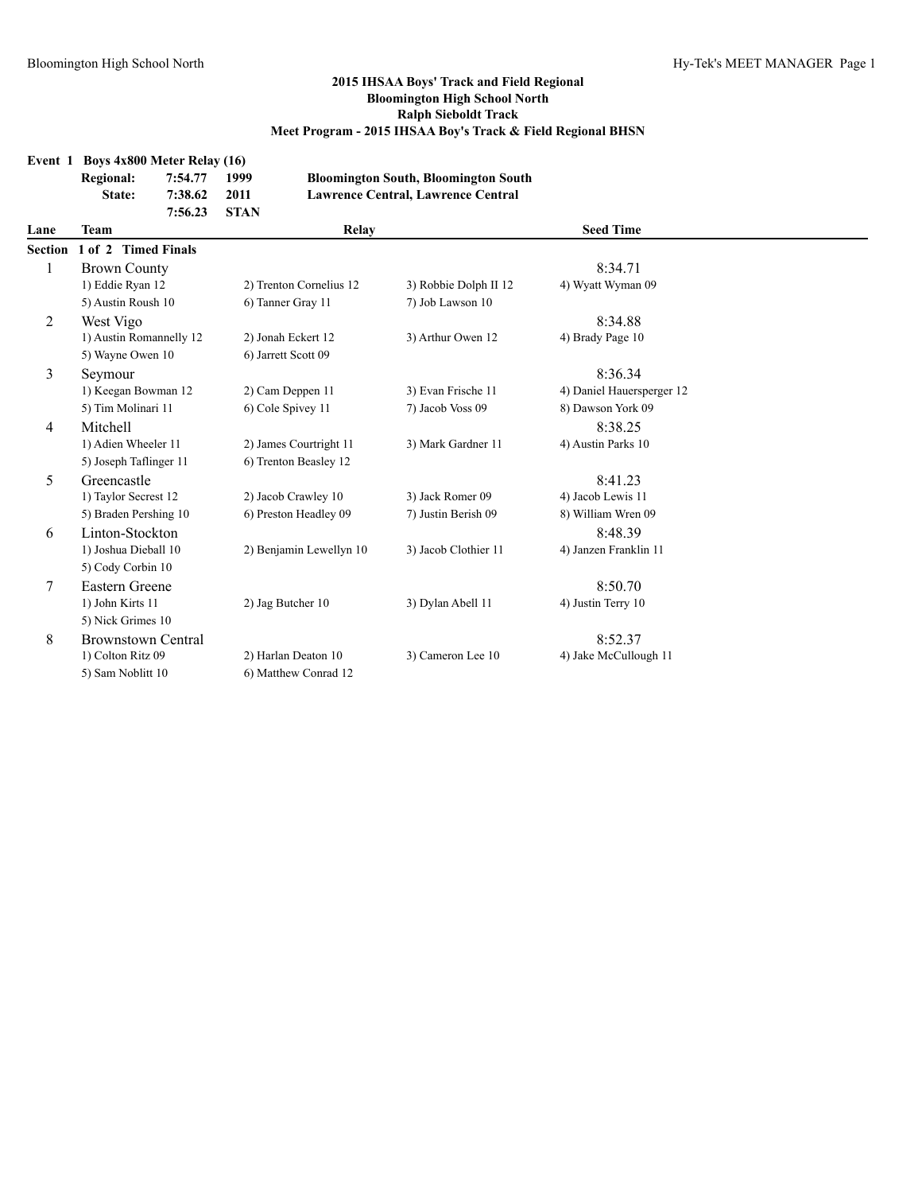# 2015 IHSAA Boys' Track and Field Regional
## Bloomington High School North
## Ralph Sieboldt Track
## Meet Program - 2015 IHSAA Boy's Track & Field Regional BHSN

### Event 1 Boys 4x800 Meter Relay (16)

| | | | |
|---|---|---|---|
| **Regional:** | **7:54.77** | **1999** | **Bloomington South, Bloomington South** |
| **State:** | **7:38.62** | **2011** | **Lawrence Central, Lawrence Central** |
| | **7:56.23** | **STAN** | |

**Section 1 of 2 Timed Finals**

| Lane | Team | Relay | | | Seed Time |
|---|---|---|---|---|---|
| 1 | Brown County | | | | 8:34.71 |
| | 1) Eddie Ryan 12 | 2) Trenton Cornelius 12 | 3) Robbie Dolph II 12 | 4) Wyatt Wyman 09 | |
| | 5) Austin Roush 10 | 6) Tanner Gray 11 | 7) Job Lawson 10 | | |
| 2 | West Vigo | | | | 8:34.88 |
| | 1) Austin Romannelly 12 | 2) Jonah Eckert 12 | 3) Arthur Owen 12 | 4) Brady Page 10 | |
| | 5) Wayne Owen 10 | 6) Jarrett Scott 09 | | | |
| 3 | Seymour | | | | 8:36.34 |
| | 1) Keegan Bowman 12 | 2) Cam Deppen 11 | 3) Evan Frische 11 | 4) Daniel Hauersperger 12 | |
| | 5) Tim Molinari 11 | 6) Cole Spivey 11 | 7) Jacob Voss 09 | 8) Dawson York 09 | |
| 4 | Mitchell | | | | 8:38.25 |
| | 1) Adien Wheeler 11 | 2) James Courtright 11 | 3) Mark Gardner 11 | 4) Austin Parks 10 | |
| | 5) Joseph Taflinger 11 | 6) Trenton Beasley 12 | | | |
| 5 | Greencastle | | | | 8:41.23 |
| | 1) Taylor Secrest 12 | 2) Jacob Crawley 10 | 3) Jack Romer 09 | 4) Jacob Lewis 11 | |
| | 5) Braden Pershing 10 | 6) Preston Headley 09 | 7) Justin Berish 09 | 8) William Wren 09 | |
| 6 | Linton-Stockton | | | | 8:48.39 |
| | 1) Joshua Dieball 10 | 2) Benjamin Lewellyn 10 | 3) Jacob Clothier 11 | 4) Janzen Franklin 11 | |
| | 5) Cody Corbin 10 | | | | |
| 7 | Eastern Greene | | | | 8:50.70 |
| | 1) John Kirts 11 | 2) Jag Butcher 10 | 3) Dylan Abell 11 | 4) Justin Terry 10 | |
| | 5) Nick Grimes 10 | | | | |
| 8 | Brownstown Central | | | | 8:52.37 |
| | 1) Colton Ritz 09 | 2) Harlan Deaton 10 | 3) Cameron Lee 10 | 4) Jake McCullough 11 | |
| | 5) Sam Noblitt 10 | 6) Matthew Conrad 12 | | | |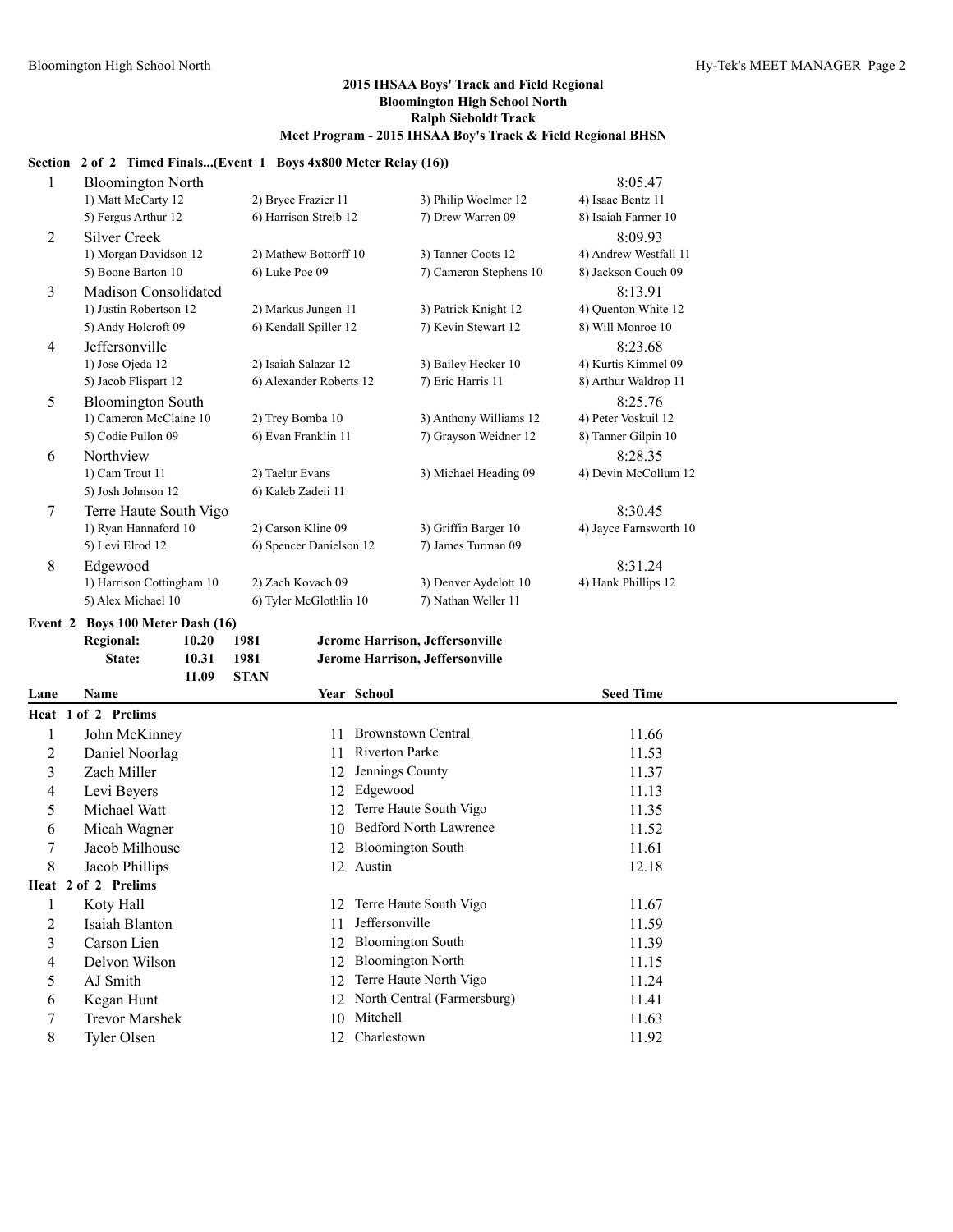## 2015 IHSAA Boys' Track and Field Regional
**Bloomington High School North**
**Ralph Sieboldt Track**
**Meet Program - 2015 IHSAA Boy's Track & Field Regional BHSN**

### Section 2 of 2 Timed Finals...(Event 1 Boys 4x800 Meter Relay (16))

| Lane | Team | | | | Seed Time |
|---|---|---|---|---|---|
| 1 | Bloomington North | | | | 8:05.47 |
| | 1) Matt McCarty 12 | 2) Bryce Frazier 11 | 3) Philip Woelmer 12 | 4) Isaac Bentz 11 | |
| | 5) Fergus Arthur 12 | 6) Harrison Streib 12 | 7) Drew Warren 09 | 8) Isaiah Farmer 10 | |
| 2 | Silver Creek | | | | 8:09.93 |
| | 1) Morgan Davidson 12 | 2) Mathew Bottorff 10 | 3) Tanner Coots 12 | 4) Andrew Westfall 11 | |
| | 5) Boone Barton 10 | 6) Luke Poe 09 | 7) Cameron Stephens 10 | 8) Jackson Couch 09 | |
| 3 | Madison Consolidated | | | | 8:13.91 |
| | 1) Justin Robertson 12 | 2) Markus Jungen 11 | 3) Patrick Knight 12 | 4) Quenton White 12 | |
| | 5) Andy Holcroft 09 | 6) Kendall Spiller 12 | 7) Kevin Stewart 12 | 8) Will Monroe 10 | |
| 4 | Jeffersonville | | | | 8:23.68 |
| | 1) Jose Ojeda 12 | 2) Isaiah Salazar 12 | 3) Bailey Hecker 10 | 4) Kurtis Kimmel 09 | |
| | 5) Jacob Flispart 12 | 6) Alexander Roberts 12 | 7) Eric Harris 11 | 8) Arthur Waldrop 11 | |
| 5 | Bloomington South | | | | 8:25.76 |
| | 1) Cameron McClaine 10 | 2) Trey Bomba 10 | 3) Anthony Williams 12 | 4) Peter Voskuil 12 | |
| | 5) Codie Pullon 09 | 6) Evan Franklin 11 | 7) Grayson Weidner 12 | 8) Tanner Gilpin 10 | |
| 6 | Northview | | | | 8:28.35 |
| | 1) Cam Trout 11 | 2) Taelur Evans | 3) Michael Heading 09 | 4) Devin McCollum 12 | |
| | 5) Josh Johnson 12 | 6) Kaleb Zadeii 11 | | | |
| 7 | Terre Haute South Vigo | | | | 8:30.45 |
| | 1) Ryan Hannaford 10 | 2) Carson Kline 09 | 3) Griffin Barger 10 | 4) Jayce Farnsworth 10 | |
| | 5) Levi Elrod 12 | 6) Spencer Danielson 12 | 7) James Turman 09 | | |
| 8 | Edgewood | | | | 8:31.24 |
| | 1) Harrison Cottingham 10 | 2) Zach Kovach 09 | 3) Denver Aydelott 10 | 4) Hank Phillips 12 | |
| | 5) Alex Michael 10 | 6) Tyler McGlothlin 10 | 7) Nathan Weller 11 | | |

### Event 2 Boys 100 Meter Dash (16)

**Regional:** 10.20 1981 Jerome Harrison, Jeffersonville
**State:** 10.31 1981 Jerome Harrison, Jeffersonville
11.09 STAN

| Lane | Name | Year | School | Seed Time |
|---|---|---|---|---|
| **Heat 1 of 2 Prelims** | | | | |
| 1 | John McKinney | 11 | Brownstown Central | 11.66 |
| 2 | Daniel Noorlag | 11 | Riverton Parke | 11.53 |
| 3 | Zach Miller | 12 | Jennings County | 11.37 |
| 4 | Levi Beyers | 12 | Edgewood | 11.13 |
| 5 | Michael Watt | 12 | Terre Haute South Vigo | 11.35 |
| 6 | Micah Wagner | 10 | Bedford North Lawrence | 11.52 |
| 7 | Jacob Milhouse | 12 | Bloomington South | 11.61 |
| 8 | Jacob Phillips | 12 | Austin | 12.18 |
| **Heat 2 of 2 Prelims** | | | | |
| 1 | Koty Hall | 12 | Terre Haute South Vigo | 11.67 |
| 2 | Isaiah Blanton | 11 | Jeffersonville | 11.59 |
| 3 | Carson Lien | 12 | Bloomington South | 11.39 |
| 4 | Delvon Wilson | 12 | Bloomington North | 11.15 |
| 5 | AJ Smith | 12 | Terre Haute North Vigo | 11.24 |
| 6 | Kegan Hunt | 12 | North Central (Farmersburg) | 11.41 |
| 7 | Trevor Marshek | 10 | Mitchell | 11.63 |
| 8 | Tyler Olsen | 12 | Charlestown | 11.92 |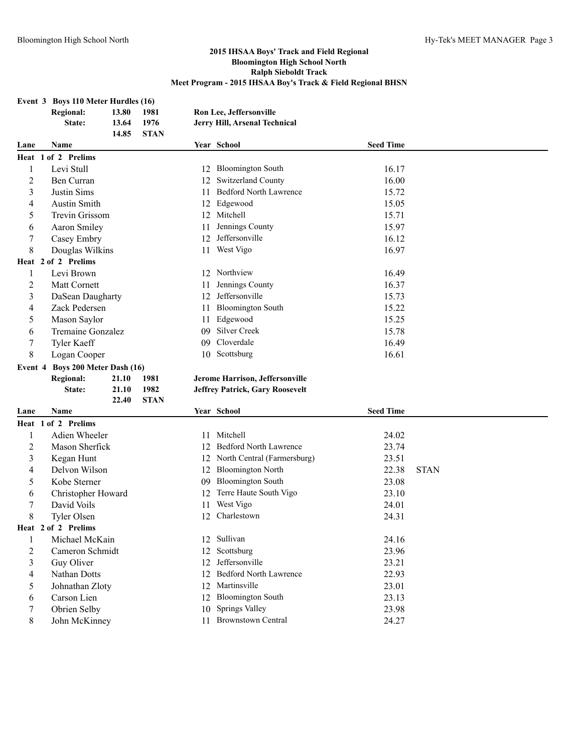## 2015 IHSAA Boys' Track and Field Regional
## Bloomington High School North
## Ralph Sieboldt Track
## Meet Program - 2015 IHSAA Boy's Track & Field Regional BHSN

### Event 3 Boys 110 Meter Hurdles (16)

| | | | |
|---|---|---|---|
| **Regional:** | **13.80** | **1981** | **Ron Lee, Jeffersonville** |
| **State:** | **13.64** | **1976** | **Jerry Hill, Arsenal Technical** |
| | **14.85** | **STAN** | |

| Lane | Name | Year | School | Seed Time | |
|---|---|---|---|---|---|
| **Heat 1 of 2 Prelims** | | | | | |
| 1 | Levi Stull | 12 | Bloomington South | 16.17 | |
| 2 | Ben Curran | 12 | Switzerland County | 16.00 | |
| 3 | Justin Sims | 11 | Bedford North Lawrence | 15.72 | |
| 4 | Austin Smith | 12 | Edgewood | 15.05 | |
| 5 | Trevin Grissom | 12 | Mitchell | 15.71 | |
| 6 | Aaron Smiley | 11 | Jennings County | 15.97 | |
| 7 | Casey Embry | 12 | Jeffersonville | 16.12 | |
| 8 | Douglas Wilkins | 11 | West Vigo | 16.97 | |
| **Heat 2 of 2 Prelims** | | | | | |
| 1 | Levi Brown | 12 | Northview | 16.49 | |
| 2 | Matt Cornett | 11 | Jennings County | 16.37 | |
| 3 | DaSean Daugharty | 12 | Jeffersonville | 15.73 | |
| 4 | Zack Pedersen | 11 | Bloomington South | 15.22 | |
| 5 | Mason Saylor | 11 | Edgewood | 15.25 | |
| 6 | Tremaine Gonzalez | 09 | Silver Creek | 15.78 | |
| 7 | Tyler Kaeff | 09 | Cloverdale | 16.49 | |
| 8 | Logan Cooper | 10 | Scottsburg | 16.61 | |

### Event 4 Boys 200 Meter Dash (16)

| | | | |
|---|---|---|---|
| **Regional:** | **21.10** | **1981** | **Jerome Harrison, Jeffersonville** |
| **State:** | **21.10** | **1982** | **Jeffrey Patrick, Gary Roosevelt** |
| | **22.40** | **STAN** | |

| Lane | Name | Year | School | Seed Time | |
|---|---|---|---|---|---|
| **Heat 1 of 2 Prelims** | | | | | |
| 1 | Adien Wheeler | 11 | Mitchell | 24.02 | |
| 2 | Mason Sherfick | 12 | Bedford North Lawrence | 23.74 | |
| 3 | Kegan Hunt | 12 | North Central (Farmersburg) | 23.51 | |
| 4 | Delvon Wilson | 12 | Bloomington North | 22.38 | STAN |
| 5 | Kobe Sterner | 09 | Bloomington South | 23.08 | |
| 6 | Christopher Howard | 12 | Terre Haute South Vigo | 23.10 | |
| 7 | David Voils | 11 | West Vigo | 24.01 | |
| 8 | Tyler Olsen | 12 | Charlestown | 24.31 | |
| **Heat 2 of 2 Prelims** | | | | | |
| 1 | Michael McKain | 12 | Sullivan | 24.16 | |
| 2 | Cameron Schmidt | 12 | Scottsburg | 23.96 | |
| 3 | Guy Oliver | 12 | Jeffersonville | 23.21 | |
| 4 | Nathan Dotts | 12 | Bedford North Lawrence | 22.93 | |
| 5 | Johnathan Zloty | 12 | Martinsville | 23.01 | |
| 6 | Carson Lien | 12 | Bloomington South | 23.13 | |
| 7 | Obrien Selby | 10 | Springs Valley | 23.98 | |
| 8 | John McKinney | 11 | Brownstown Central | 24.27 | |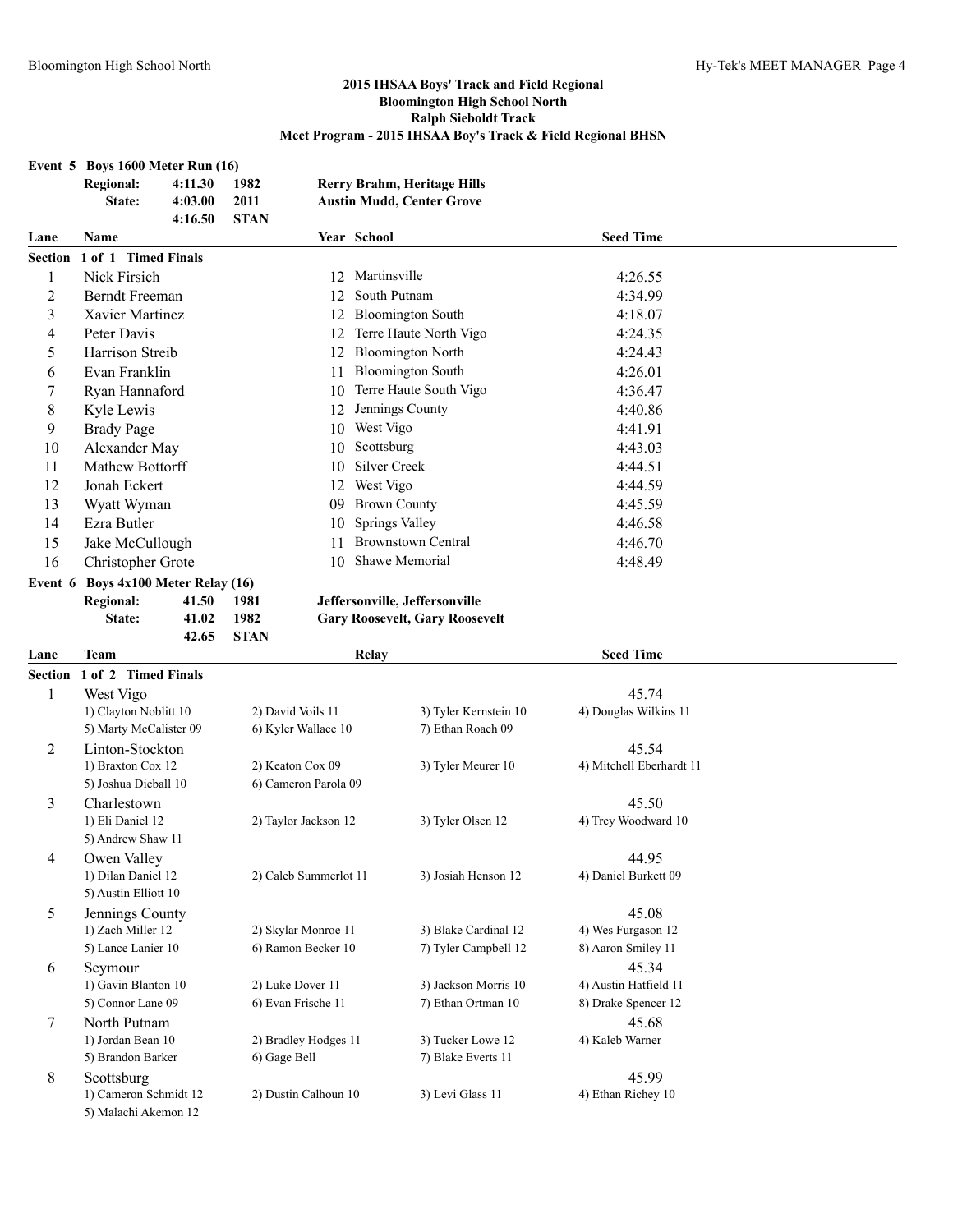## 2015 IHSAA Boys' Track and Field Regional
## Bloomington High School North
## Ralph Sieboldt Track
## Meet Program - 2015 IHSAA Boy's Track & Field Regional BHSN

### Event 5 Boys 1600 Meter Run (16)

| | | | |
|---|---|---|---|
| Regional: | 4:11.30 | 1982 | Rerry Brahm, Heritage Hills |
| State: | 4:03.00 | 2011 | Austin Mudd, Center Grove |
| | 4:16.50 | STAN | |

**Section 1 of 1 Timed Finals**

| Lane | Name | Year | School | Seed Time |
|---|---|---|---|---|
| 1 | Nick Firsich | 12 | Martinsville | 4:26.55 |
| 2 | Berndt Freeman | 12 | South Putnam | 4:34.99 |
| 3 | Xavier Martinez | 12 | Bloomington South | 4:18.07 |
| 4 | Peter Davis | 12 | Terre Haute North Vigo | 4:24.35 |
| 5 | Harrison Streib | 12 | Bloomington North | 4:24.43 |
| 6 | Evan Franklin | 11 | Bloomington South | 4:26.01 |
| 7 | Ryan Hannaford | 10 | Terre Haute South Vigo | 4:36.47 |
| 8 | Kyle Lewis | 12 | Jennings County | 4:40.86 |
| 9 | Brady Page | 10 | West Vigo | 4:41.91 |
| 10 | Alexander May | 10 | Scottsburg | 4:43.03 |
| 11 | Mathew Bottorff | 10 | Silver Creek | 4:44.51 |
| 12 | Jonah Eckert | 12 | West Vigo | 4:44.59 |
| 13 | Wyatt Wyman | 09 | Brown County | 4:45.59 |
| 14 | Ezra Butler | 10 | Springs Valley | 4:46.58 |
| 15 | Jake McCullough | 11 | Brownstown Central | 4:46.70 |
| 16 | Christopher Grote | 10 | Shawe Memorial | 4:48.49 |

### Event 6 Boys 4x100 Meter Relay (16)

| | | | |
|---|---|---|---|
| Regional: | 41.50 | 1981 | Jeffersonville, Jeffersonville |
| State: | 41.02 | 1982 | Gary Roosevelt, Gary Roosevelt |
| | 42.65 | STAN | |

**Section 1 of 2 Timed Finals**

| Lane | Team | Relay | Seed Time |
|---|---|---|---|
| 1 | West Vigo | | 45.74 |
| | 1) Clayton Noblitt 10, 2) David Voils 11, 3) Tyler Kernstein 10, 4) Douglas Wilkins 11, 5) Marty McCalister 09, 6) Kyler Wallace 10, 7) Ethan Roach 09 | | |
| 2 | Linton-Stockton | | 45.54 |
| | 1) Braxton Cox 12, 2) Keaton Cox 09, 3) Tyler Meurer 10, 4) Mitchell Eberhardt 11, 5) Joshua Dieball 10, 6) Cameron Parola 09 | | |
| 3 | Charlestown | | 45.50 |
| | 1) Eli Daniel 12, 2) Taylor Jackson 12, 3) Tyler Olsen 12, 4) Trey Woodward 10, 5) Andrew Shaw 11 | | |
| 4 | Owen Valley | | 44.95 |
| | 1) Dilan Daniel 12, 2) Caleb Summerlot 11, 3) Josiah Henson 12, 4) Daniel Burkett 09, 5) Austin Elliott 10 | | |
| 5 | Jennings County | | 45.08 |
| | 1) Zach Miller 12, 2) Skylar Monroe 11, 3) Blake Cardinal 12, 4) Wes Furgason 12, 5) Lance Lanier 10, 6) Ramon Becker 10, 7) Tyler Campbell 12, 8) Aaron Smiley 11 | | |
| 6 | Seymour | | 45.34 |
| | 1) Gavin Blanton 10, 2) Luke Dover 11, 3) Jackson Morris 10, 4) Austin Hatfield 11, 5) Connor Lane 09, 6) Evan Frische 11, 7) Ethan Ortman 10, 8) Drake Spencer 12 | | |
| 7 | North Putnam | | 45.68 |
| | 1) Jordan Bean 10, 2) Bradley Hodges 11, 3) Tucker Lowe 12, 4) Kaleb Warner, 5) Brandon Barker, 6) Gage Bell, 7) Blake Everts 11 | | |
| 8 | Scottsburg | | 45.99 |
| | 1) Cameron Schmidt 12, 2) Dustin Calhoun 10, 3) Levi Glass 11, 4) Ethan Richey 10, 5) Malachi Akemon 12 | | |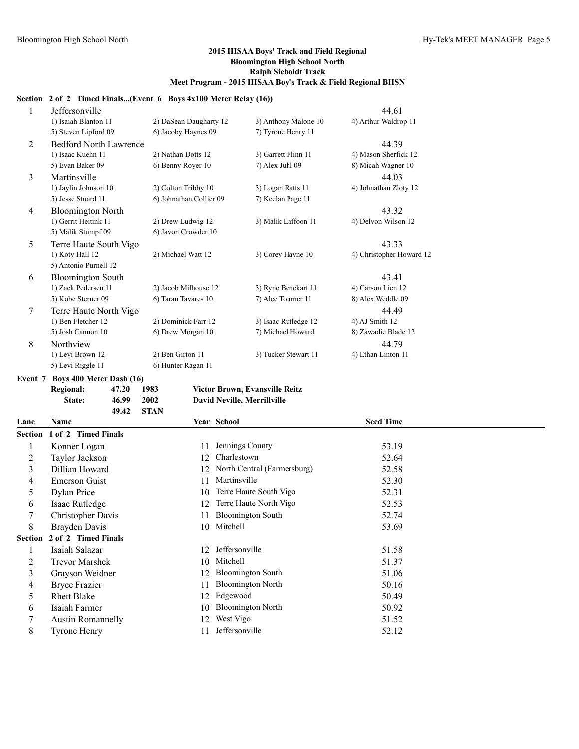## 2015 IHSAA Boys' Track and Field Regional
## Bloomington High School North
## Ralph Sieboldt Track
## Meet Program - 2015 IHSAA Boy's Track & Field Regional BHSN

**Section 2 of 2 Timed Finals...(Event 6 Boys 4x100 Meter Relay (16))**

| Lane | Team | | | | Seed Time |
|---|---|---|---|---|---|
| 1 | Jeffersonville | | | | 44.61 |
| | 1) Isaiah Blanton 11 | 2) DaSean Daugharty 12 | 3) Anthony Malone 10 | 4) Arthur Waldrop 11 | |
| | 5) Steven Lipford 09 | 6) Jacoby Haynes 09 | 7) Tyrone Henry 11 | | |
| 2 | Bedford North Lawrence | | | | 44.39 |
| | 1) Isaac Kuehn 11 | 2) Nathan Dotts 12 | 3) Garrett Flinn 11 | 4) Mason Sherfick 12 | |
| | 5) Evan Baker 09 | 6) Benny Royer 10 | 7) Alex Juhl 09 | 8) Micah Wagner 10 | |
| 3 | Martinsville | | | | 44.03 |
| | 1) Jaylin Johnson 10 | 2) Colton Tribby 10 | 3) Logan Ratts 11 | 4) Johnathan Zloty 12 | |
| | 5) Jesse Stuard 11 | 6) Johnathan Collier 09 | 7) Keelan Page 11 | | |
| 4 | Bloomington North | | | | 43.32 |
| | 1) Gerrit Heitink 11 | 2) Drew Ludwig 12 | 3) Malik Laffoon 11 | 4) Delvon Wilson 12 | |
| | 5) Malik Stumpf 09 | 6) Javon Crowder 10 | | | |
| 5 | Terre Haute South Vigo | | | | 43.33 |
| | 1) Koty Hall 12 | 2) Michael Watt 12 | 3) Corey Hayne 10 | 4) Christopher Howard 12 | |
| | 5) Antonio Purnell 12 | | | | |
| 6 | Bloomington South | | | | 43.41 |
| | 1) Zack Pedersen 11 | 2) Jacob Milhouse 12 | 3) Ryne Benckart 11 | 4) Carson Lien 12 | |
| | 5) Kobe Sterner 09 | 6) Taran Tavares 10 | 7) Alec Tourner 11 | 8) Alex Weddle 09 | |
| 7 | Terre Haute North Vigo | | | | 44.49 |
| | 1) Ben Fletcher 12 | 2) Dominick Farr 12 | 3) Isaac Rutledge 12 | 4) AJ Smith 12 | |
| | 5) Josh Cannon 10 | 6) Drew Morgan 10 | 7) Michael Howard | 8) Zawadie Blade 12 | |
| 8 | Northview | | | | 44.79 |
| | 1) Levi Brown 12 | 2) Ben Girton 11 | 3) Tucker Stewart 11 | 4) Ethan Linton 11 | |
| | 5) Levi Riggle 11 | 6) Hunter Ragan 11 | | | |

**Event 7 Boys 400 Meter Dash (16)**

| | | | |
|---|---|---|---|
| **Regional:** | **47.20** | **1983** | **Victor Brown, Evansville Reitz** |
| **State:** | **46.99** | **2002** | **David Neville, Merrillville** |
| | **49.42** | **STAN** | |

| Lane | Name | Year | School | Seed Time |
|---|---|---|---|---|
| **Section 1 of 2 Timed Finals** | | | | |
| 1 | Konner Logan | 11 | Jennings County | 53.19 |
| 2 | Taylor Jackson | 12 | Charlestown | 52.64 |
| 3 | Dillian Howard | 12 | North Central (Farmersburg) | 52.58 |
| 4 | Emerson Guist | 11 | Martinsville | 52.30 |
| 5 | Dylan Price | 10 | Terre Haute South Vigo | 52.31 |
| 6 | Isaac Rutledge | 12 | Terre Haute North Vigo | 52.53 |
| 7 | Christopher Davis | 11 | Bloomington South | 52.74 |
| 8 | Brayden Davis | 10 | Mitchell | 53.69 |
| **Section 2 of 2 Timed Finals** | | | | |
| 1 | Isaiah Salazar | 12 | Jeffersonville | 51.58 |
| 2 | Trevor Marshek | 10 | Mitchell | 51.37 |
| 3 | Grayson Weidner | 12 | Bloomington South | 51.06 |
| 4 | Bryce Frazier | 11 | Bloomington North | 50.16 |
| 5 | Rhett Blake | 12 | Edgewood | 50.49 |
| 6 | Isaiah Farmer | 10 | Bloomington North | 50.92 |
| 7 | Austin Romannelly | 12 | West Vigo | 51.52 |
| 8 | Tyrone Henry | 11 | Jeffersonville | 52.12 |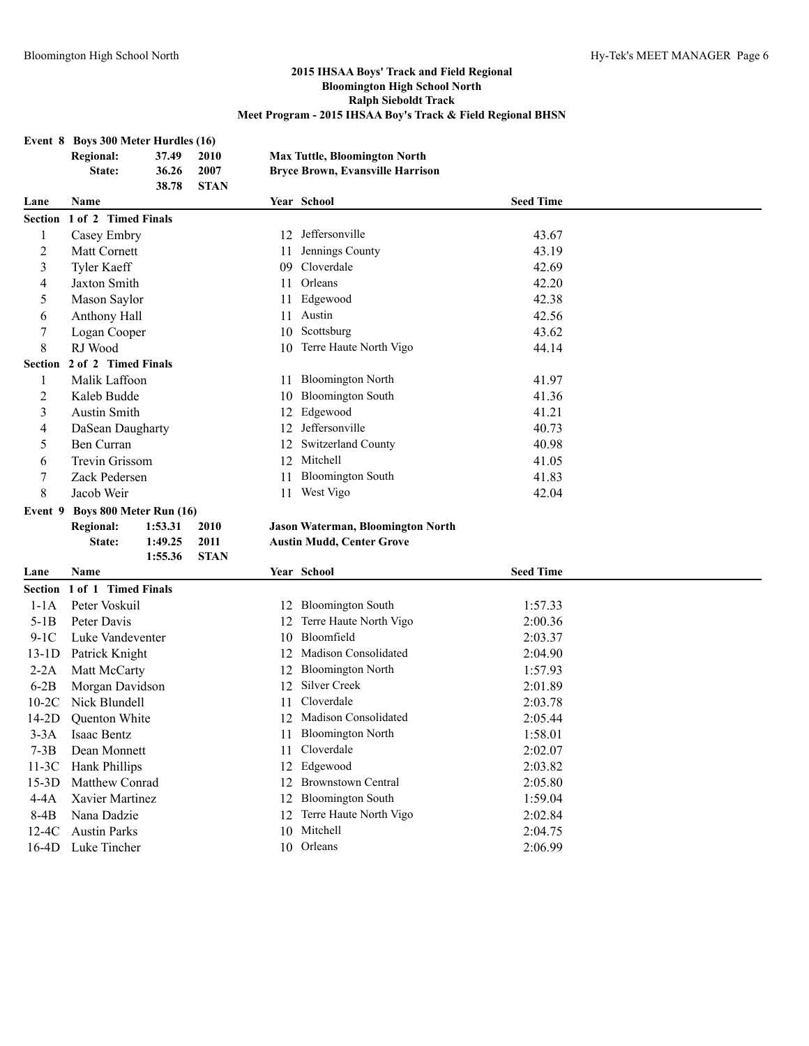## 2015 IHSAA Boys' Track and Field Regional
## Bloomington High School North
## Ralph Sieboldt Track
## Meet Program - 2015 IHSAA Boy's Track & Field Regional BHSN

### Event 8 Boys 300 Meter Hurdles (16)

| | | | |
|---|---|---|---|
| Regional: | 37.49 | 2010 | Max Tuttle, Bloomington North |
| State: | 36.26 | 2007 | Bryce Brown, Evansville Harrison |
| | 38.78 | STAN | |

| Lane | Name | Year | School | Seed Time |
|---|---|---|---|---|
| **Section 1 of 2 Timed Finals** | | | | |
| 1 | Casey Embry | 12 | Jeffersonville | 43.67 |
| 2 | Matt Cornett | 11 | Jennings County | 43.19 |
| 3 | Tyler Kaeff | 09 | Cloverdale | 42.69 |
| 4 | Jaxton Smith | 11 | Orleans | 42.20 |
| 5 | Mason Saylor | 11 | Edgewood | 42.38 |
| 6 | Anthony Hall | 11 | Austin | 42.56 |
| 7 | Logan Cooper | 10 | Scottsburg | 43.62 |
| 8 | RJ Wood | 10 | Terre Haute North Vigo | 44.14 |
| **Section 2 of 2 Timed Finals** | | | | |
| 1 | Malik Laffoon | 11 | Bloomington North | 41.97 |
| 2 | Kaleb Budde | 10 | Bloomington South | 41.36 |
| 3 | Austin Smith | 12 | Edgewood | 41.21 |
| 4 | DaSean Daugharty | 12 | Jeffersonville | 40.73 |
| 5 | Ben Curran | 12 | Switzerland County | 40.98 |
| 6 | Trevin Grissom | 12 | Mitchell | 41.05 |
| 7 | Zack Pedersen | 11 | Bloomington South | 41.83 |
| 8 | Jacob Weir | 11 | West Vigo | 42.04 |

### Event 9 Boys 800 Meter Run (16)

| | | | |
|---|---|---|---|
| Regional: | 1:53.31 | 2010 | Jason Waterman, Bloomington North |
| State: | 1:49.25 | 2011 | Austin Mudd, Center Grove |
| | 1:55.36 | STAN | |

| Lane | Name | Year | School | Seed Time |
|---|---|---|---|---|
| **Section 1 of 1 Timed Finals** | | | | |
| 1-1A | Peter Voskuil | 12 | Bloomington South | 1:57.33 |
| 5-1B | Peter Davis | 12 | Terre Haute North Vigo | 2:00.36 |
| 9-1C | Luke Vandeventer | 10 | Bloomfield | 2:03.37 |
| 13-1D | Patrick Knight | 12 | Madison Consolidated | 2:04.90 |
| 2-2A | Matt McCarty | 12 | Bloomington North | 1:57.93 |
| 6-2B | Morgan Davidson | 12 | Silver Creek | 2:01.89 |
| 10-2C | Nick Blundell | 11 | Cloverdale | 2:03.78 |
| 14-2D | Quenton White | 12 | Madison Consolidated | 2:05.44 |
| 3-3A | Isaac Bentz | 11 | Bloomington North | 1:58.01 |
| 7-3B | Dean Monnett | 11 | Cloverdale | 2:02.07 |
| 11-3C | Hank Phillips | 12 | Edgewood | 2:03.82 |
| 15-3D | Matthew Conrad | 12 | Brownstown Central | 2:05.80 |
| 4-4A | Xavier Martinez | 12 | Bloomington South | 1:59.04 |
| 8-4B | Nana Dadzie | 12 | Terre Haute North Vigo | 2:02.84 |
| 12-4C | Austin Parks | 10 | Mitchell | 2:04.75 |
| 16-4D | Luke Tincher | 10 | Orleans | 2:06.99 |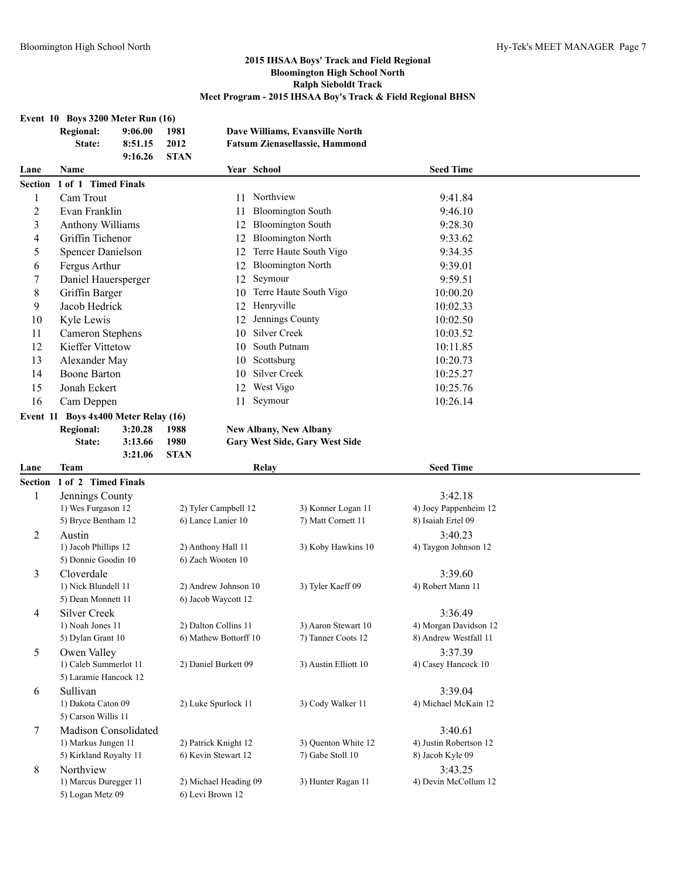## 2015 IHSAA Boys' Track and Field Regional
## Bloomington High School North
## Ralph Sieboldt Track
## Meet Program - 2015 IHSAA Boy's Track & Field Regional BHSN

### Event 10 Boys 3200 Meter Run (16)

| | | | |
|---|---|---|---|
| **Regional:** | **9:06.00** | **1981** | **Dave Williams, Evansville North** |
| **State:** | **8:51.15** | **2012** | **Fatsum Zienasellassie, Hammond** |
| | **9:16.26** | **STAN** | |

**Section 1 of 1 Timed Finals**

| Lane | Name | Year | School | Seed Time |
|---|---|---|---|---|
| 1 | Cam Trout | 11 | Northview | 9:41.84 |
| 2 | Evan Franklin | 11 | Bloomington South | 9:46.10 |
| 3 | Anthony Williams | 12 | Bloomington South | 9:28.30 |
| 4 | Griffin Tichenor | 12 | Bloomington North | 9:33.62 |
| 5 | Spencer Danielson | 12 | Terre Haute South Vigo | 9:34.35 |
| 6 | Fergus Arthur | 12 | Bloomington North | 9:39.01 |
| 7 | Daniel Hauersperger | 12 | Seymour | 9:59.51 |
| 8 | Griffin Barger | 10 | Terre Haute South Vigo | 10:00.20 |
| 9 | Jacob Hedrick | 12 | Henryville | 10:02.33 |
| 10 | Kyle Lewis | 12 | Jennings County | 10:02.50 |
| 11 | Cameron Stephens | 10 | Silver Creek | 10:03.52 |
| 12 | Kieffer Vittetow | 10 | South Putnam | 10:11.85 |
| 13 | Alexander May | 10 | Scottsburg | 10:20.73 |
| 14 | Boone Barton | 10 | Silver Creek | 10:25.27 |
| 15 | Jonah Eckert | 12 | West Vigo | 10:25.76 |
| 16 | Cam Deppen | 11 | Seymour | 10:26.14 |

### Event 11 Boys 4x400 Meter Relay (16)

| | | | |
|---|---|---|---|
| **Regional:** | **3:20.28** | **1988** | **New Albany, New Albany** |
| **State:** | **3:13.66** | **1980** | **Gary West Side, Gary West Side** |
| | **3:21.06** | **STAN** | |

**Section 1 of 2 Timed Finals**

| Lane | Team | Relay | | | Seed Time |
|---|---|---|---|---|---|
| 1 | Jennings County | | | | 3:42.18 |
| | 1) Wes Furgason 12 | 2) Tyler Campbell 12 | 3) Konner Logan 11 | 4) Joey Pappenheim 12 | |
| | 5) Bryce Bentham 12 | 6) Lance Lanier 10 | 7) Matt Cornett 11 | 8) Isaiah Ertel 09 | |
| 2 | Austin | | | | 3:40.23 |
| | 1) Jacob Phillips 12 | 2) Anthony Hall 11 | 3) Koby Hawkins 10 | 4) Taygon Johnson 12 | |
| | 5) Donnie Goodin 10 | 6) Zach Wooten 10 | | | |
| 3 | Cloverdale | | | | 3:39.60 |
| | 1) Nick Blundell 11 | 2) Andrew Johnson 10 | 3) Tyler Kaeff 09 | 4) Robert Mann 11 | |
| | 5) Dean Monnett 11 | 6) Jacob Waycott 12 | | | |
| 4 | Silver Creek | | | | 3:36.49 |
| | 1) Noah Jones 11 | 2) Dalton Collins 11 | 3) Aaron Stewart 10 | 4) Morgan Davidson 12 | |
| | 5) Dylan Grant 10 | 6) Mathew Bottorff 10 | 7) Tanner Coots 12 | 8) Andrew Westfall 11 | |
| 5 | Owen Valley | | | | 3:37.39 |
| | 1) Caleb Summerlot 11 | 2) Daniel Burkett 09 | 3) Austin Elliott 10 | 4) Casey Hancock 10 | |
| | 5) Laramie Hancock 12 | | | | |
| 6 | Sullivan | | | | 3:39.04 |
| | 1) Dakota Caton 09 | 2) Luke Spurlock 11 | 3) Cody Walker 11 | 4) Michael McKain 12 | |
| | 5) Carson Willis 11 | | | | |
| 7 | Madison Consolidated | | | | 3:40.61 |
| | 1) Markus Jungen 11 | 2) Patrick Knight 12 | 3) Quenton White 12 | 4) Justin Robertson 12 | |
| | 5) Kirkland Royalty 11 | 6) Kevin Stewart 12 | 7) Gabe Stoll 10 | 8) Jacob Kyle 09 | |
| 8 | Northview | | | | 3:43.25 |
| | 1) Marcus Duregger 11 | 2) Michael Heading 09 | 3) Hunter Ragan 11 | 4) Devin McCollum 12 | |
| | 5) Logan Metz 09 | 6) Levi Brown 12 | | | |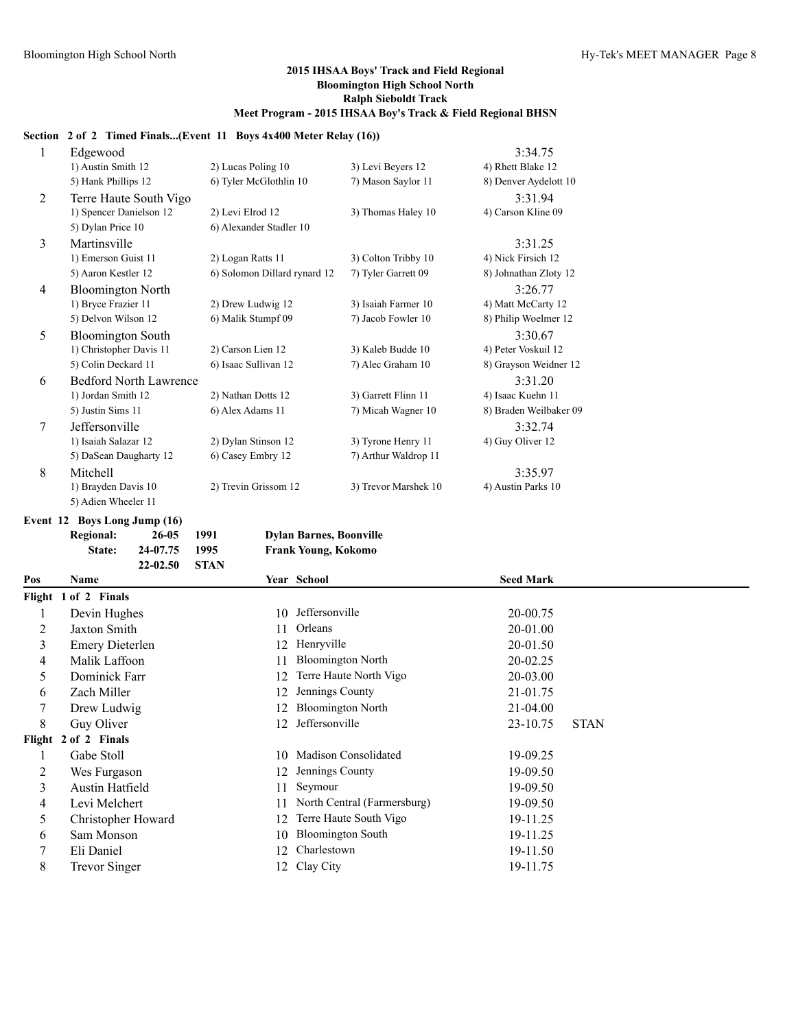## 2015 IHSAA Boys' Track and Field Regional
## Bloomington High School North
## Ralph Sieboldt Track
## Meet Program - 2015 IHSAA Boy's Track & Field Regional BHSN

**Section 2 of 2 Timed Finals...(Event 11 Boys 4x400 Meter Relay (16))**

| Pos | Team | | | | Seed |
|---|---|---|---|---|---|
| 1 | Edgewood | | | | 3:34.75 |
| | 1) Austin Smith 12 | 2) Lucas Poling 10 | 3) Levi Beyers 12 | 4) Rhett Blake 12 | |
| | 5) Hank Phillips 12 | 6) Tyler McGlothlin 10 | 7) Mason Saylor 11 | 8) Denver Aydelott 10 | |
| 2 | Terre Haute South Vigo | | | | 3:31.94 |
| | 1) Spencer Danielson 12 | 2) Levi Elrod 12 | 3) Thomas Haley 10 | 4) Carson Kline 09 | |
| | 5) Dylan Price 10 | 6) Alexander Stadler 10 | | | |
| 3 | Martinsville | | | | 3:31.25 |
| | 1) Emerson Guist 11 | 2) Logan Ratts 11 | 3) Colton Tribby 10 | 4) Nick Firsich 12 | |
| | 5) Aaron Kestler 12 | 6) Solomon Dillard rynard 12 | 7) Tyler Garrett 09 | 8) Johnathan Zloty 12 | |
| 4 | Bloomington North | | | | 3:26.77 |
| | 1) Bryce Frazier 11 | 2) Drew Ludwig 12 | 3) Isaiah Farmer 10 | 4) Matt McCarty 12 | |
| | 5) Delvon Wilson 12 | 6) Malik Stumpf 09 | 7) Jacob Fowler 10 | 8) Philip Woelmer 12 | |
| 5 | Bloomington South | | | | 3:30.67 |
| | 1) Christopher Davis 11 | 2) Carson Lien 12 | 3) Kaleb Budde 10 | 4) Peter Voskuil 12 | |
| | 5) Colin Deckard 11 | 6) Isaac Sullivan 12 | 7) Alec Graham 10 | 8) Grayson Weidner 12 | |
| 6 | Bedford North Lawrence | | | | 3:31.20 |
| | 1) Jordan Smith 12 | 2) Nathan Dotts 12 | 3) Garrett Flinn 11 | 4) Isaac Kuehn 11 | |
| | 5) Justin Sims 11 | 6) Alex Adams 11 | 7) Micah Wagner 10 | 8) Braden Weilbaker 09 | |
| 7 | Jeffersonville | | | | 3:32.74 |
| | 1) Isaiah Salazar 12 | 2) Dylan Stinson 12 | 3) Tyrone Henry 11 | 4) Guy Oliver 12 | |
| | 5) DaSean Daugharty 12 | 6) Casey Embry 12 | 7) Arthur Waldrop 11 | | |
| 8 | Mitchell | | | | 3:35.97 |
| | 1) Brayden Davis 10 | 2) Trevin Grissom 12 | 3) Trevor Marshek 10 | 4) Austin Parks 10 | |
| | 5) Adien Wheeler 11 | | | | |

**Event 12 Boys Long Jump (16)**

| | | | |
|---|---|---|---|
| **Regional:** | **26-05** | **1991** | **Dylan Barnes, Boonville** |
| **State:** | **24-07.75** | **1995** | **Frank Young, Kokomo** |
| | **22-02.50** | **STAN** | |

| Pos | Name | Year | School | Seed Mark | |
|---|---|---|---|---|---|
| **Flight 1 of 2 Finals** | | | | | |
| 1 | Devin Hughes | 10 | Jeffersonville | 20-00.75 | |
| 2 | Jaxton Smith | 11 | Orleans | 20-01.00 | |
| 3 | Emery Dieterlen | 12 | Henryville | 20-01.50 | |
| 4 | Malik Laffoon | 11 | Bloomington North | 20-02.25 | |
| 5 | Dominick Farr | 12 | Terre Haute North Vigo | 20-03.00 | |
| 6 | Zach Miller | 12 | Jennings County | 21-01.75 | |
| 7 | Drew Ludwig | 12 | Bloomington North | 21-04.00 | |
| 8 | Guy Oliver | 12 | Jeffersonville | 23-10.75 | STAN |
| **Flight 2 of 2 Finals** | | | | | |
| 1 | Gabe Stoll | 10 | Madison Consolidated | 19-09.25 | |
| 2 | Wes Furgason | 12 | Jennings County | 19-09.50 | |
| 3 | Austin Hatfield | 11 | Seymour | 19-09.50 | |
| 4 | Levi Melchert | 11 | North Central (Farmersburg) | 19-09.50 | |
| 5 | Christopher Howard | 12 | Terre Haute South Vigo | 19-11.25 | |
| 6 | Sam Monson | 10 | Bloomington South | 19-11.25 | |
| 7 | Eli Daniel | 12 | Charlestown | 19-11.50 | |
| 8 | Trevor Singer | 12 | Clay City | 19-11.75 | |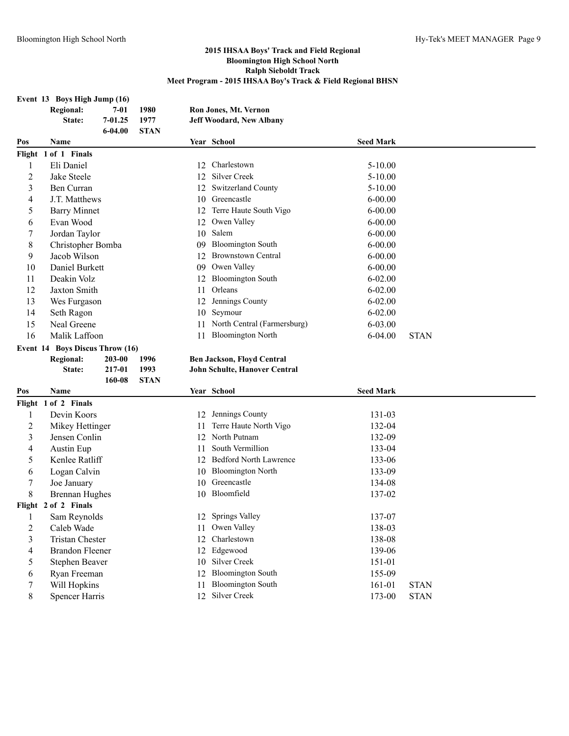## 2015 IHSAA Boys' Track and Field Regional
## Bloomington High School North
## Ralph Sieboldt Track
## Meet Program - 2015 IHSAA Boy's Track & Field Regional BHSN

### Event 13 Boys High Jump (16)

| | | | |
|---|---|---|---|
| **Regional:** | **7-01** | **1980** | **Ron Jones, Mt. Vernon** |
| **State:** | **7-01.25** | **1977** | **Jeff Woodard, New Albany** |
| | **6-04.00** | **STAN** | |

| Pos | Name | Year | School | Seed Mark | |
|---|---|---|---|---|---|
| **Flight 1 of 1 Finals** | | | | | |
| 1 | Eli Daniel | 12 | Charlestown | 5-10.00 | |
| 2 | Jake Steele | 12 | Silver Creek | 5-10.00 | |
| 3 | Ben Curran | 12 | Switzerland County | 5-10.00 | |
| 4 | J.T. Matthews | 10 | Greencastle | 6-00.00 | |
| 5 | Barry Minnet | 12 | Terre Haute South Vigo | 6-00.00 | |
| 6 | Evan Wood | 12 | Owen Valley | 6-00.00 | |
| 7 | Jordan Taylor | 10 | Salem | 6-00.00 | |
| 8 | Christopher Bomba | 09 | Bloomington South | 6-00.00 | |
| 9 | Jacob Wilson | 12 | Brownstown Central | 6-00.00 | |
| 10 | Daniel Burkett | 09 | Owen Valley | 6-00.00 | |
| 11 | Deakin Volz | 12 | Bloomington South | 6-02.00 | |
| 12 | Jaxton Smith | 11 | Orleans | 6-02.00 | |
| 13 | Wes Furgason | 12 | Jennings County | 6-02.00 | |
| 14 | Seth Ragon | 10 | Seymour | 6-02.00 | |
| 15 | Neal Greene | 11 | North Central (Farmersburg) | 6-03.00 | |
| 16 | Malik Laffoon | 11 | Bloomington North | 6-04.00 | STAN |

### Event 14 Boys Discus Throw (16)

| | | | |
|---|---|---|---|
| **Regional:** | **203-00** | **1996** | **Ben Jackson, Floyd Central** |
| **State:** | **217-01** | **1993** | **John Schulte, Hanover Central** |
| | **160-08** | **STAN** | |

| Pos | Name | Year | School | Seed Mark | |
|---|---|---|---|---|---|
| **Flight 1 of 2 Finals** | | | | | |
| 1 | Devin Koors | 12 | Jennings County | 131-03 | |
| 2 | Mikey Hettinger | 11 | Terre Haute North Vigo | 132-04 | |
| 3 | Jensen Conlin | 12 | North Putnam | 132-09 | |
| 4 | Austin Eup | 11 | South Vermillion | 133-04 | |
| 5 | Kenlee Ratliff | 12 | Bedford North Lawrence | 133-06 | |
| 6 | Logan Calvin | 10 | Bloomington North | 133-09 | |
| 7 | Joe January | 10 | Greencastle | 134-08 | |
| 8 | Brennan Hughes | 10 | Bloomfield | 137-02 | |
| **Flight 2 of 2 Finals** | | | | | |
| 1 | Sam Reynolds | 12 | Springs Valley | 137-07 | |
| 2 | Caleb Wade | 11 | Owen Valley | 138-03 | |
| 3 | Tristan Chester | 12 | Charlestown | 138-08 | |
| 4 | Brandon Fleener | 12 | Edgewood | 139-06 | |
| 5 | Stephen Beaver | 10 | Silver Creek | 151-01 | |
| 6 | Ryan Freeman | 12 | Bloomington South | 155-09 | |
| 7 | Will Hopkins | 11 | Bloomington South | 161-01 | STAN |
| 8 | Spencer Harris | 12 | Silver Creek | 173-00 | STAN |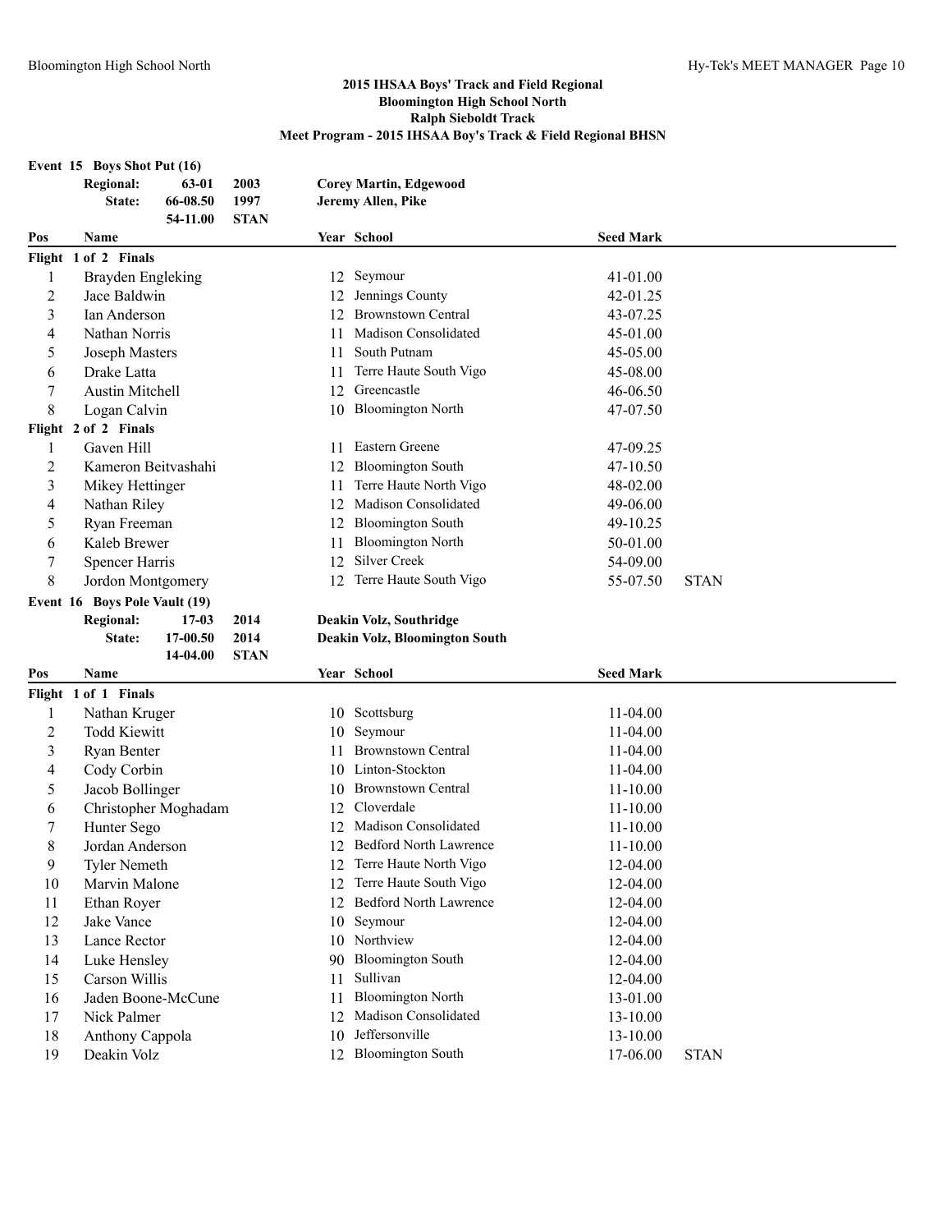## 2015 IHSAA Boys' Track and Field Regional
## Bloomington High School North
## Ralph Sieboldt Track
## Meet Program - 2015 IHSAA Boy's Track & Field Regional BHSN

### Event 15 Boys Shot Put (16)

| | | | |
|---|---|---|---|
| Regional: | 63-01 | 2003 | Corey Martin, Edgewood |
| State: | 66-08.50 | 1997 | Jeremy Allen, Pike |
| | 54-11.00 | STAN | |

| Pos | Name | Year | School | Seed Mark | |
|---|---|---|---|---|---|
| **Flight 1 of 2 Finals** | | | | | |
| 1 | Brayden Engleking | 12 | Seymour | 41-01.00 | |
| 2 | Jace Baldwin | 12 | Jennings County | 42-01.25 | |
| 3 | Ian Anderson | 12 | Brownstown Central | 43-07.25 | |
| 4 | Nathan Norris | 11 | Madison Consolidated | 45-01.00 | |
| 5 | Joseph Masters | 11 | South Putnam | 45-05.00 | |
| 6 | Drake Latta | 11 | Terre Haute South Vigo | 45-08.00 | |
| 7 | Austin Mitchell | 12 | Greencastle | 46-06.50 | |
| 8 | Logan Calvin | 10 | Bloomington North | 47-07.50 | |
| **Flight 2 of 2 Finals** | | | | | |
| 1 | Gaven Hill | 11 | Eastern Greene | 47-09.25 | |
| 2 | Kameron Beitvashahi | 12 | Bloomington South | 47-10.50 | |
| 3 | Mikey Hettinger | 11 | Terre Haute North Vigo | 48-02.00 | |
| 4 | Nathan Riley | 12 | Madison Consolidated | 49-06.00 | |
| 5 | Ryan Freeman | 12 | Bloomington South | 49-10.25 | |
| 6 | Kaleb Brewer | 11 | Bloomington North | 50-01.00 | |
| 7 | Spencer Harris | 12 | Silver Creek | 54-09.00 | |
| 8 | Jordon Montgomery | 12 | Terre Haute South Vigo | 55-07.50 | STAN |

### Event 16 Boys Pole Vault (19)

| | | | |
|---|---|---|---|
| Regional: | 17-03 | 2014 | Deakin Volz, Southridge |
| State: | 17-00.50 | 2014 | Deakin Volz, Bloomington South |
| | 14-04.00 | STAN | |

| Pos | Name | Year | School | Seed Mark | |
|---|---|---|---|---|---|
| **Flight 1 of 1 Finals** | | | | | |
| 1 | Nathan Kruger | 10 | Scottsburg | 11-04.00 | |
| 2 | Todd Kiewitt | 10 | Seymour | 11-04.00 | |
| 3 | Ryan Benter | 11 | Brownstown Central | 11-04.00 | |
| 4 | Cody Corbin | 10 | Linton-Stockton | 11-04.00 | |
| 5 | Jacob Bollinger | 10 | Brownstown Central | 11-10.00 | |
| 6 | Christopher Moghadam | 12 | Cloverdale | 11-10.00 | |
| 7 | Hunter Sego | 12 | Madison Consolidated | 11-10.00 | |
| 8 | Jordan Anderson | 12 | Bedford North Lawrence | 11-10.00 | |
| 9 | Tyler Nemeth | 12 | Terre Haute North Vigo | 12-04.00 | |
| 10 | Marvin Malone | 12 | Terre Haute South Vigo | 12-04.00 | |
| 11 | Ethan Royer | 12 | Bedford North Lawrence | 12-04.00 | |
| 12 | Jake Vance | 10 | Seymour | 12-04.00 | |
| 13 | Lance Rector | 10 | Northview | 12-04.00 | |
| 14 | Luke Hensley | 90 | Bloomington South | 12-04.00 | |
| 15 | Carson Willis | 11 | Sullivan | 12-04.00 | |
| 16 | Jaden Boone-McCune | 11 | Bloomington North | 13-01.00 | |
| 17 | Nick Palmer | 12 | Madison Consolidated | 13-10.00 | |
| 18 | Anthony Cappola | 10 | Jeffersonville | 13-10.00 | |
| 19 | Deakin Volz | 12 | Bloomington South | 17-06.00 | STAN |